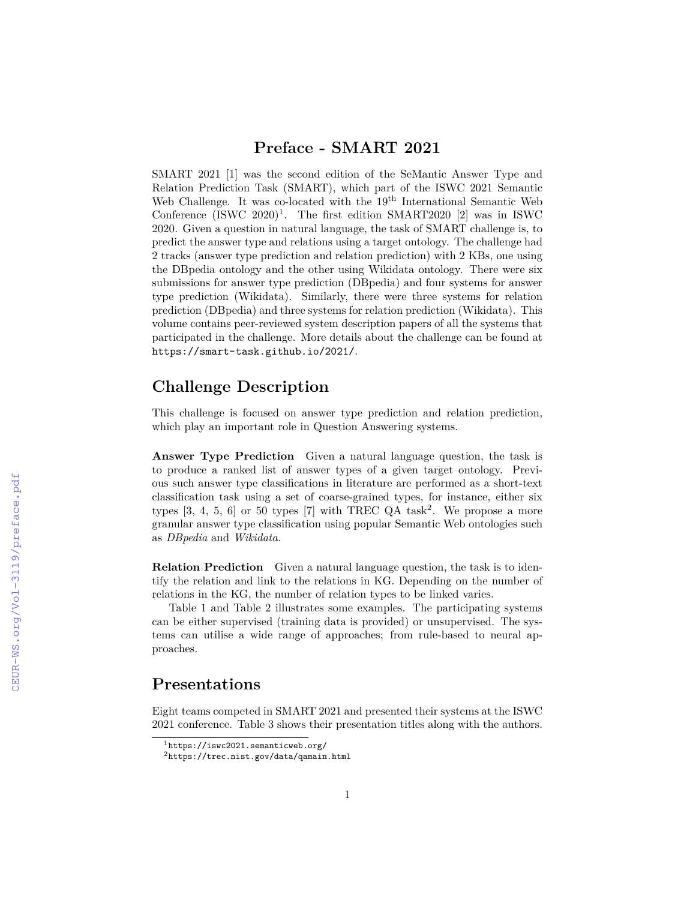# Preface - SMART 2021

SMART 2021 [1] was the second edition of the SeMantic Answer Type and Relation Prediction Task (SMART), which part of the ISWC 2021 Semantic Web Challenge. It was co-located with the 19th International Semantic Web Conference (ISWC 2020)[1]. The first edition SMART2020 [2] was in ISWC 2020. Given a question in natural language, the task of SMART challenge is, to predict the answer type and relations using a target ontology. The challenge had 2 tracks (answer type prediction and relation prediction) with 2 KBs, one using the DBpedia ontology and the other using Wikidata ontology. There were six submissions for answer type prediction (DBpedia) and four systems for answer type prediction (Wikidata). Similarly, there were three systems for relation prediction (DBpedia) and three systems for relation prediction (Wikidata). This volume contains peer-reviewed system description papers of all the systems that participated in the challenge. More details about the challenge can be found at https://smart-task.github.io/2021/.

## Challenge Description

This challenge is focused on answer type prediction and relation prediction, which play an important role in Question Answering systems.

**Answer Type Prediction** Given a natural language question, the task is to produce a ranked list of answer types of a given target ontology. Previous such answer type classifications in literature are performed as a short-text classification task using a set of coarse-grained types, for instance, either six types [3, 4, 5, 6] or 50 types [7] with TREC QA task[2]. We propose a more granular answer type classification using popular Semantic Web ontologies such as *DBpedia* and *Wikidata*.

**Relation Prediction** Given a natural language question, the task is to identify the relation and link to the relations in KG. Depending on the number of relations in the KG, the number of relation types to be linked varies.

Table 1 and Table 2 illustrates some examples. The participating systems can be either supervised (training data is provided) or unsupervised. The systems can utilise a wide range of approaches; from rule-based to neural approaches.

## Presentations

Eight teams competed in SMART 2021 and presented their systems at the ISWC 2021 conference. Table 3 shows their presentation titles along with the authors.

[1] https://iswc2021.semanticweb.org/

[2] https://trec.nist.gov/data/qamain.html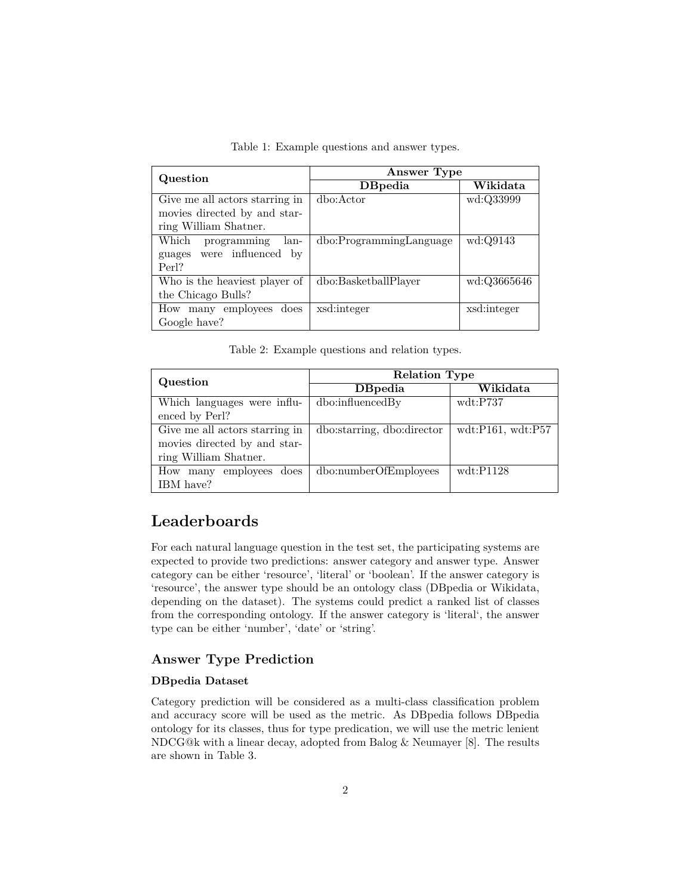Table 1: Example questions and answer types.

| Question | Answer Type | |
|---|---|---|
| | **DBpedia** | **Wikidata** |
| Give me all actors starring in movies directed by and starring William Shatner. | dbo:Actor | wd:Q33999 |
| Which programming languages were influenced by Perl? | dbo:ProgrammingLanguage | wd:Q9143 |
| Who is the heaviest player of the Chicago Bulls? | dbo:BasketballPlayer | wd:Q3665646 |
| How many employees does Google have? | xsd:integer | xsd:integer |

Table 2: Example questions and relation types.

| Question | Relation Type | |
|---|---|---|
| | **DBpedia** | **Wikidata** |
| Which languages were influenced by Perl? | dbo:influencedBy | wdt:P737 |
| Give me all actors starring in movies directed by and starring William Shatner. | dbo:starring, dbo:director | wdt:P161, wdt:P57 |
| How many employees does IBM have? | dbo:numberOfEmployees | wdt:P1128 |

# Leaderboards

For each natural language question in the test set, the participating systems are expected to provide two predictions: answer category and answer type. Answer category can be either 'resource', 'literal' or 'boolean'. If the answer category is 'resource', the answer type should be an ontology class (DBpedia or Wikidata, depending on the dataset). The systems could predict a ranked list of classes from the corresponding ontology. If the answer category is 'literal', the answer type can be either 'number', 'date' or 'string'.

## Answer Type Prediction

### DBpedia Dataset

Category prediction will be considered as a multi-class classification problem and accuracy score will be used as the metric. As DBpedia follows DBpedia ontology for its classes, thus for type predication, we will use the metric lenient NDCG@k with a linear decay, adopted from Balog & Neumayer [8]. The results are shown in Table 3.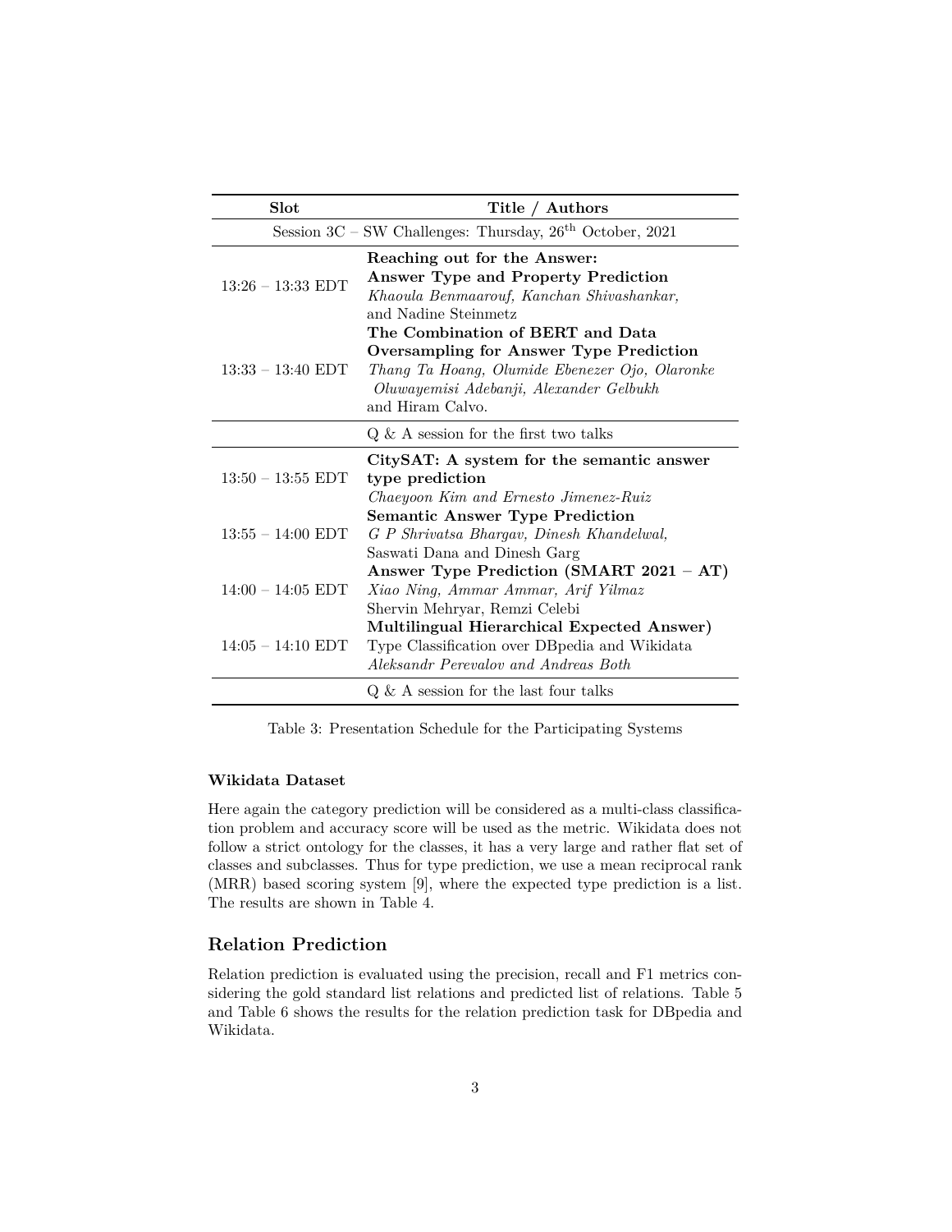| Slot | Title / Authors |
|---|---|
| Session 3C – SW Challenges: Thursday, 26th October, 2021 | |
| 13:26 – 13:33 EDT | **Reaching out for the Answer: Answer Type and Property Prediction** *Khaoula Benmaarouf, Kanchan Shivashankar,* and Nadine Steinmetz |
| 13:33 – 13:40 EDT | **The Combination of BERT and Data Oversampling for Answer Type Prediction** *Thang Ta Hoang, Olumide Ebenezer Ojo, Olaronke Oluwayemisi Adebanji, Alexander Gelbukh* and Hiram Calvo. |
| | Q & A session for the first two talks |
| 13:50 – 13:55 EDT | **CitySAT: A system for the semantic answer type prediction** *Chaeyoon Kim and Ernesto Jimenez-Ruiz* |
| 13:55 – 14:00 EDT | **Semantic Answer Type Prediction** *G P Shrivatsa Bhargav, Dinesh Khandelwal,* Saswati Dana and Dinesh Garg |
| 14:00 – 14:05 EDT | **Answer Type Prediction (SMART 2021 – AT)** *Xiao Ning, Ammar Ammar, Arif Yilmaz* Shervin Mehryar, Remzi Celebi |
| 14:05 – 14:10 EDT | **Multilingual Hierarchical Expected Answer)** Type Classification over DBpedia and Wikidata *Aleksandr Perevalov and Andreas Both* |
| | Q & A session for the last four talks |

Table 3: Presentation Schedule for the Participating Systems

#### Wikidata Dataset

Here again the category prediction will be considered as a multi-class classification problem and accuracy score will be used as the metric. Wikidata does not follow a strict ontology for the classes, it has a very large and rather flat set of classes and subclasses. Thus for type prediction, we use a mean reciprocal rank (MRR) based scoring system [9], where the expected type prediction is a list. The results are shown in Table 4.

### Relation Prediction

Relation prediction is evaluated using the precision, recall and F1 metrics considering the gold standard list relations and predicted list of relations. Table 5 and Table 6 shows the results for the relation prediction task for DBpedia and Wikidata.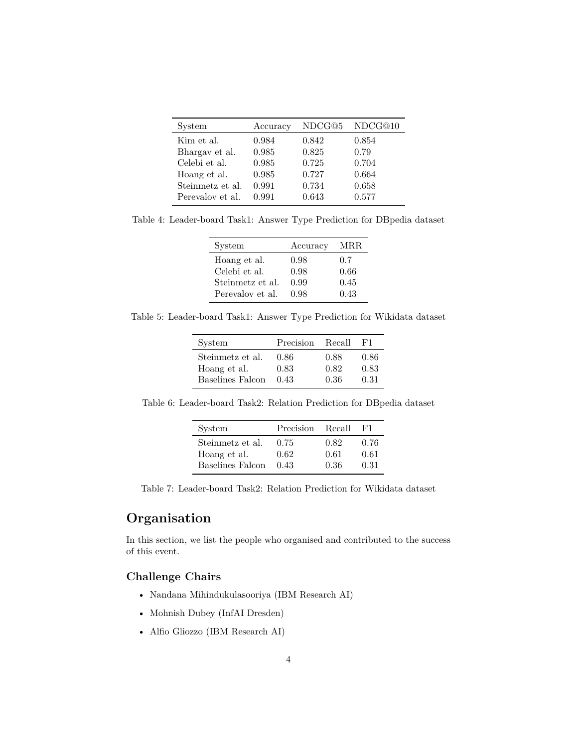| System | Accuracy | NDCG@5 | NDCG@10 |
| --- | --- | --- | --- |
| Kim et al. | 0.984 | 0.842 | 0.854 |
| Bhargav et al. | 0.985 | 0.825 | 0.79 |
| Celebi et al. | 0.985 | 0.725 | 0.704 |
| Hoang et al. | 0.985 | 0.727 | 0.664 |
| Steinmetz et al. | 0.991 | 0.734 | 0.658 |
| Perevalov et al. | 0.991 | 0.643 | 0.577 |

Table 4: Leader-board Task1: Answer Type Prediction for DBpedia dataset

| System | Accuracy | MRR |
| --- | --- | --- |
| Hoang et al. | 0.98 | 0.7 |
| Celebi et al. | 0.98 | 0.66 |
| Steinmetz et al. | 0.99 | 0.45 |
| Perevalov et al. | 0.98 | 0.43 |

Table 5: Leader-board Task1: Answer Type Prediction for Wikidata dataset

| System | Precision | Recall | F1 |
| --- | --- | --- | --- |
| Steinmetz et al. | 0.86 | 0.88 | 0.86 |
| Hoang et al. | 0.83 | 0.82 | 0.83 |
| Baselines Falcon | 0.43 | 0.36 | 0.31 |

Table 6: Leader-board Task2: Relation Prediction for DBpedia dataset

| System | Precision | Recall | F1 |
| --- | --- | --- | --- |
| Steinmetz et al. | 0.75 | 0.82 | 0.76 |
| Hoang et al. | 0.62 | 0.61 | 0.61 |
| Baselines Falcon | 0.43 | 0.36 | 0.31 |

Table 7: Leader-board Task2: Relation Prediction for Wikidata dataset

## Organisation

In this section, we list the people who organised and contributed to the success of this event.

### Challenge Chairs

- Nandana Mihindukulasooriya (IBM Research AI)
- Mohnish Dubey (InfAI Dresden)
- Alfio Gliozzo (IBM Research AI)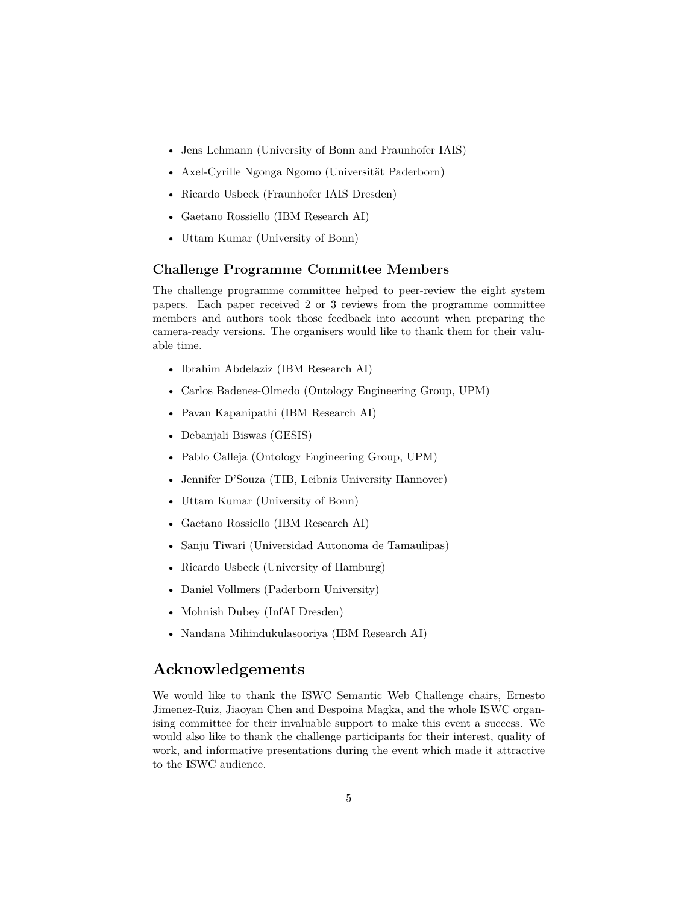- Jens Lehmann (University of Bonn and Fraunhofer IAIS)
- Axel-Cyrille Ngonga Ngomo (Universität Paderborn)
- Ricardo Usbeck (Fraunhofer IAIS Dresden)
- Gaetano Rossiello (IBM Research AI)
- Uttam Kumar (University of Bonn)

### Challenge Programme Committee Members

The challenge programme committee helped to peer-review the eight system papers. Each paper received 2 or 3 reviews from the programme committee members and authors took those feedback into account when preparing the camera-ready versions. The organisers would like to thank them for their valuable time.

- Ibrahim Abdelaziz (IBM Research AI)
- Carlos Badenes-Olmedo (Ontology Engineering Group, UPM)
- Pavan Kapanipathi (IBM Research AI)
- Debanjali Biswas (GESIS)
- Pablo Calleja (Ontology Engineering Group, UPM)
- Jennifer D'Souza (TIB, Leibniz University Hannover)
- Uttam Kumar (University of Bonn)
- Gaetano Rossiello (IBM Research AI)
- Sanju Tiwari (Universidad Autonoma de Tamaulipas)
- Ricardo Usbeck (University of Hamburg)
- Daniel Vollmers (Paderborn University)
- Mohnish Dubey (InfAI Dresden)
- Nandana Mihindukulasooriya (IBM Research AI)

## Acknowledgements

We would like to thank the ISWC Semantic Web Challenge chairs, Ernesto Jimenez-Ruiz, Jiaoyan Chen and Despoina Magka, and the whole ISWC organising committee for their invaluable support to make this event a success. We would also like to thank the challenge participants for their interest, quality of work, and informative presentations during the event which made it attractive to the ISWC audience.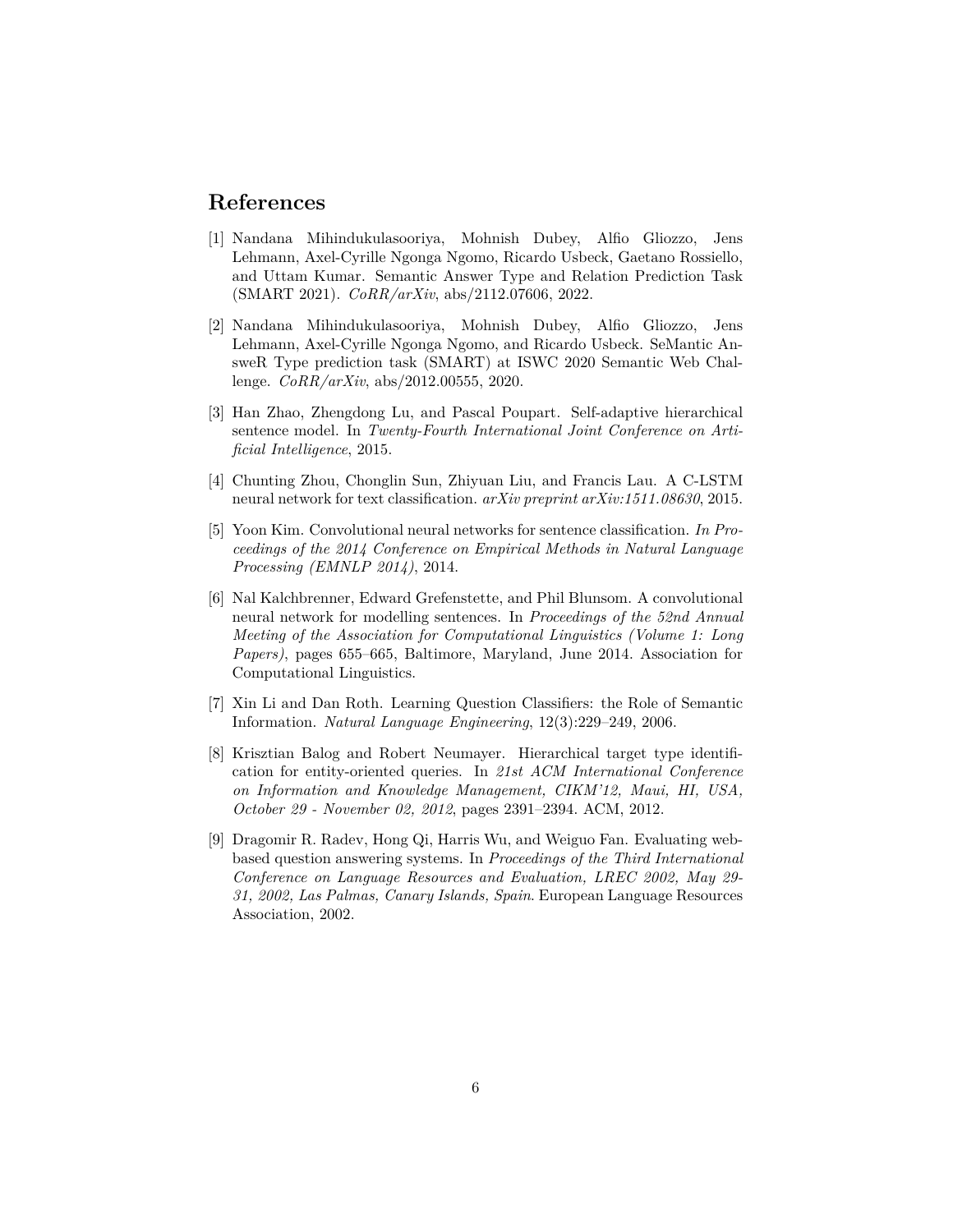## References

[1] Nandana Mihindukulasooriya, Mohnish Dubey, Alfio Gliozzo, Jens Lehmann, Axel-Cyrille Ngonga Ngomo, Ricardo Usbeck, Gaetano Rossiello, and Uttam Kumar. Semantic Answer Type and Relation Prediction Task (SMART 2021). *CoRR/arXiv*, abs/2112.07606, 2022.

[2] Nandana Mihindukulasooriya, Mohnish Dubey, Alfio Gliozzo, Jens Lehmann, Axel-Cyrille Ngonga Ngomo, and Ricardo Usbeck. SeMantic AnsweR Type prediction task (SMART) at ISWC 2020 Semantic Web Challenge. *CoRR/arXiv*, abs/2012.00555, 2020.

[3] Han Zhao, Zhengdong Lu, and Pascal Poupart. Self-adaptive hierarchical sentence model. In *Twenty-Fourth International Joint Conference on Artificial Intelligence*, 2015.

[4] Chunting Zhou, Chonglin Sun, Zhiyuan Liu, and Francis Lau. A C-LSTM neural network for text classification. *arXiv preprint arXiv:1511.08630*, 2015.

[5] Yoon Kim. Convolutional neural networks for sentence classification. *In Proceedings of the 2014 Conference on Empirical Methods in Natural Language Processing (EMNLP 2014)*, 2014.

[6] Nal Kalchbrenner, Edward Grefenstette, and Phil Blunsom. A convolutional neural network for modelling sentences. In *Proceedings of the 52nd Annual Meeting of the Association for Computational Linguistics (Volume 1: Long Papers)*, pages 655–665, Baltimore, Maryland, June 2014. Association for Computational Linguistics.

[7] Xin Li and Dan Roth. Learning Question Classifiers: the Role of Semantic Information. *Natural Language Engineering*, 12(3):229–249, 2006.

[8] Krisztian Balog and Robert Neumayer. Hierarchical target type identification for entity-oriented queries. In *21st ACM International Conference on Information and Knowledge Management, CIKM'12, Maui, HI, USA, October 29 - November 02, 2012*, pages 2391–2394. ACM, 2012.

[9] Dragomir R. Radev, Hong Qi, Harris Wu, and Weiguo Fan. Evaluating web-based question answering systems. In *Proceedings of the Third International Conference on Language Resources and Evaluation, LREC 2002, May 29-31, 2002, Las Palmas, Canary Islands, Spain*. European Language Resources Association, 2002.